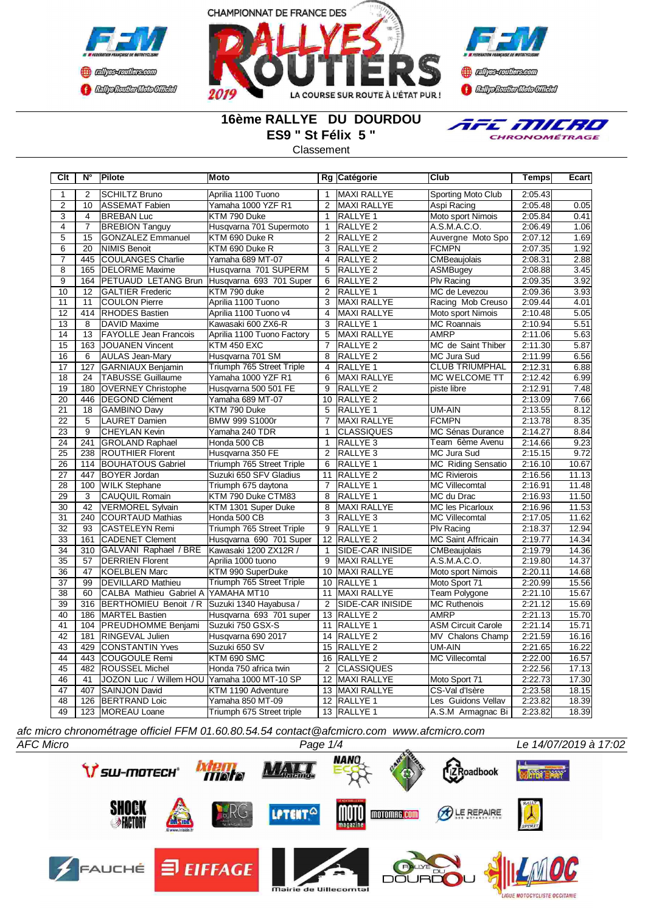CHAMPIONNAT DE FRANCE DES RALLYES ROUTIERS 2019 — LA COURSE SUR ROUTE À L'ÉTAT PUR !

# 16ème RALLYE DU DOURDOU

## ES9 " St Félix 5 "

Classement

| Clt | N° | Pilote | Moto | Rg | Catégorie | Club | Temps | Ecart |
|---|---|---|---|---|---|---|---|---|
| 1 | 2 | SCHILTZ Bruno | Aprilia 1100 Tuono | 1 | MAXI RALLYE | Sporting Moto Club | 2:05.43 | |
| 2 | 10 | ASSEMAT Fabien | Yamaha 1000 YZF R1 | 2 | MAXI RALLYE | Aspi Racing | 2:05.48 | 0.05 |
| 3 | 4 | BREBAN Luc | KTM 790 Duke | 1 | RALLYE 1 | Moto sport Nimois | 2:05.84 | 0.41 |
| 4 | 7 | BREBION Tanguy | Husqvarna 701 Supermoto | 1 | RALLYE 2 | A.S.M.A.C.O. | 2:06.49 | 1.06 |
| 5 | 15 | GONZALEZ Emmanuel | KTM 690 Duke R | 2 | RALLYE 2 | Auvergne Moto Spo | 2:07.12 | 1.69 |
| 6 | 20 | NIMIS Benoit | KTM 690 Duke R | 3 | RALLYE 2 | FCMPN | 2:07.35 | 1.92 |
| 7 | 445 | COULANGES Charlie | Yamaha 689 MT-07 | 4 | RALLYE 2 | CMBeaujolais | 2:08.31 | 2.88 |
| 8 | 165 | DELORME Maxime | Husqvarna 701 SUPERM | 5 | RALLYE 2 | ASMBugey | 2:08.88 | 3.45 |
| 9 | 164 | PETUAUD LETANG Brun | Husqvarna 693 701 Super | 6 | RALLYE 2 | Plv Racing | 2:09.35 | 3.92 |
| 10 | 12 | GALTIER Frederic | KTM 790 duke | 2 | RALLYE 1 | MC de Levezou | 2:09.36 | 3.93 |
| 11 | 11 | COULON Pierre | Aprilia 1100 Tuono | 3 | MAXI RALLYE | Racing Mob Creuso | 2:09.44 | 4.01 |
| 12 | 414 | RHODES Bastien | Aprilia 1100 Tuono v4 | 4 | MAXI RALLYE | Moto sport Nimois | 2:10.48 | 5.05 |
| 13 | 8 | DAVID Maxime | Kawasaki 600 ZX6-R | 3 | RALLYE 1 | MC Roannais | 2:10.94 | 5.51 |
| 14 | 13 | FAYOLLE Jean Francois | Aprilia 1100 Tuono Factory | 5 | MAXI RALLYE | AMRP | 2:11.06 | 5.63 |
| 15 | 163 | JOUANEN Vincent | KTM 450 EXC | 7 | RALLYE 2 | MC de Saint Thiber | 2:11.30 | 5.87 |
| 16 | 6 | AULAS Jean-Mary | Husqvarna 701 SM | 8 | RALLYE 2 | MC Jura Sud | 2:11.99 | 6.56 |
| 17 | 127 | GARNIAUX Benjamin | Triumph 765 Street Triple | 4 | RALLYE 1 | CLUB TRIUMPHAL | 2:12.31 | 6.88 |
| 18 | 24 | TABUSSE Guillaume | Yamaha 1000 YZF R1 | 6 | MAXI RALLYE | MC WELCOME TT | 2:12.42 | 6.99 |
| 19 | 180 | OVERNEY Christophe | Husqvarna 500 501 FE | 9 | RALLYE 2 | piste libre | 2:12.91 | 7.48 |
| 20 | 446 | DEGOND Clément | Yamaha 689 MT-07 | 10 | RALLYE 2 | | 2:13.09 | 7.66 |
| 21 | 18 | GAMBINO Davy | KTM 790 Duke | 5 | RALLYE 1 | UM-AIN | 2:13.55 | 8.12 |
| 22 | 5 | LAURET Damien | BMW 999 S1000r | 7 | MAXI RALLYE | FCMPN | 2:13.78 | 8.35 |
| 23 | 9 | CHEYLAN Kevin | Yamaha 240 TDR | 1 | CLASSIQUES | MC Sénas Durance | 2:14.27 | 8.84 |
| 24 | 241 | GROLAND Raphael | Honda 500 CB | 1 | RALLYE 3 | Team 6ème Avenu | 2:14.66 | 9.23 |
| 25 | 238 | ROUTHIER Florent | Husqvarna 350 FE | 2 | RALLYE 3 | MC Jura Sud | 2:15.15 | 9.72 |
| 26 | 114 | BOUHATOUS Gabriel | Triumph 765 Street Triple | 6 | RALLYE 1 | MC Riding Sensatio | 2:16.10 | 10.67 |
| 27 | 447 | BOYER Jordan | Suzuki 650 SFV Gladius | 11 | RALLYE 2 | MC Rivierois | 2:16.56 | 11.13 |
| 28 | 100 | WILK Stephane | Triumph 675 daytona | 7 | RALLYE 1 | MC Villecomtal | 2:16.91 | 11.48 |
| 29 | 3 | CAUQUIL Romain | KTM 790 Duke CTM83 | 8 | RALLYE 1 | MC du Drac | 2:16.93 | 11.50 |
| 30 | 42 | VERMOREL Sylvain | KTM 1301 Super Duke | 8 | MAXI RALLYE | MC les Picarloux | 2:16.96 | 11.53 |
| 31 | 240 | COURTAUD Mathias | Honda 500 CB | 3 | RALLYE 3 | MC Villecomtal | 2:17.05 | 11.62 |
| 32 | 93 | CASTELEYN Remi | Triumph 765 Street Triple | 9 | RALLYE 1 | Plv Racing | 2:18.37 | 12.94 |
| 33 | 161 | CADENET Clement | Husqvarna 690 701 Super | 12 | RALLYE 2 | MC Saint Affricain | 2:19.77 | 14.34 |
| 34 | 310 | GALVANI Raphael / BRE | Kawasaki 1200 ZX12R / | 1 | SIDE-CAR INISIDE | CMBeaujolais | 2:19.79 | 14.36 |
| 35 | 57 | DERRIEN Florent | Aprilia 1000 tuono | 9 | MAXI RALLYE | A.S.M.A.C.O. | 2:19.80 | 14.37 |
| 36 | 47 | KOELBLEN Marc | KTM 990 SuperDuke | 10 | MAXI RALLYE | Moto sport Nimois | 2:20.11 | 14.68 |
| 37 | 99 | DEVILLARD Mathieu | Triumph 765 Street Triple | 10 | RALLYE 1 | Moto Sport 71 | 2:20.99 | 15.56 |
| 38 | 60 | CALBA Mathieu Gabriel A | YAMAHA MT10 | 11 | MAXI RALLYE | Team Polygone | 2:21.10 | 15.67 |
| 39 | 316 | BERTHOMIEU Benoit / R | Suzuki 1340 Hayabusa / | 2 | SIDE-CAR INISIDE | MC Ruthenois | 2:21.12 | 15.69 |
| 40 | 186 | MARTEL Bastien | Husqvarna 693 701 super | 13 | RALLYE 2 | AMRP | 2:21.13 | 15.70 |
| 41 | 104 | PREUDHOMME Benjami | Suzuki 750 GSX-S | 11 | RALLYE 1 | ASM Circuit Carole | 2:21.14 | 15.71 |
| 42 | 181 | RINGEVAL Julien | Husqvarna 690 2017 | 14 | RALLYE 2 | MV Chalons Champ | 2:21.59 | 16.16 |
| 43 | 429 | CONSTANTIN Yves | Suzuki 650 SV | 15 | RALLYE 2 | UM-AIN | 2:21.65 | 16.22 |
| 44 | 443 | COUGOULE Remi | KTM 690 SMC | 16 | RALLYE 2 | MC Villecomtal | 2:22.00 | 16.57 |
| 45 | 482 | ROUSSEL Michel | Honda 750 africa twin | 2 | CLASSIQUES | | 2:22.56 | 17.13 |
| 46 | 41 | JOZON Luc / Willem HOU | Yamaha 1000 MT-10 SP | 12 | MAXI RALLYE | Moto Sport 71 | 2:22.73 | 17.30 |
| 47 | 407 | SAINJON David | KTM 1190 Adventure | 13 | MAXI RALLYE | CS-Val d'Isère | 2:23.58 | 18.15 |
| 48 | 126 | BERTRAND Loic | Yamaha 850 MT-09 | 12 | RALLYE 1 | Les Guidons Vellav | 2:23.82 | 18.39 |
| 49 | 123 | MOREAU Loane | Triumph 675 Street triple | 13 | RALLYE 1 | A.S.M Armagnac Bi | 2:23.82 | 18.39 |

*afc micro chronométrage officiel FFM 01.60.80.54.54 contact@afcmicro.com www.afcmicro.com*

*AFC Micro* — *Le 14/07/2019 à 17:02*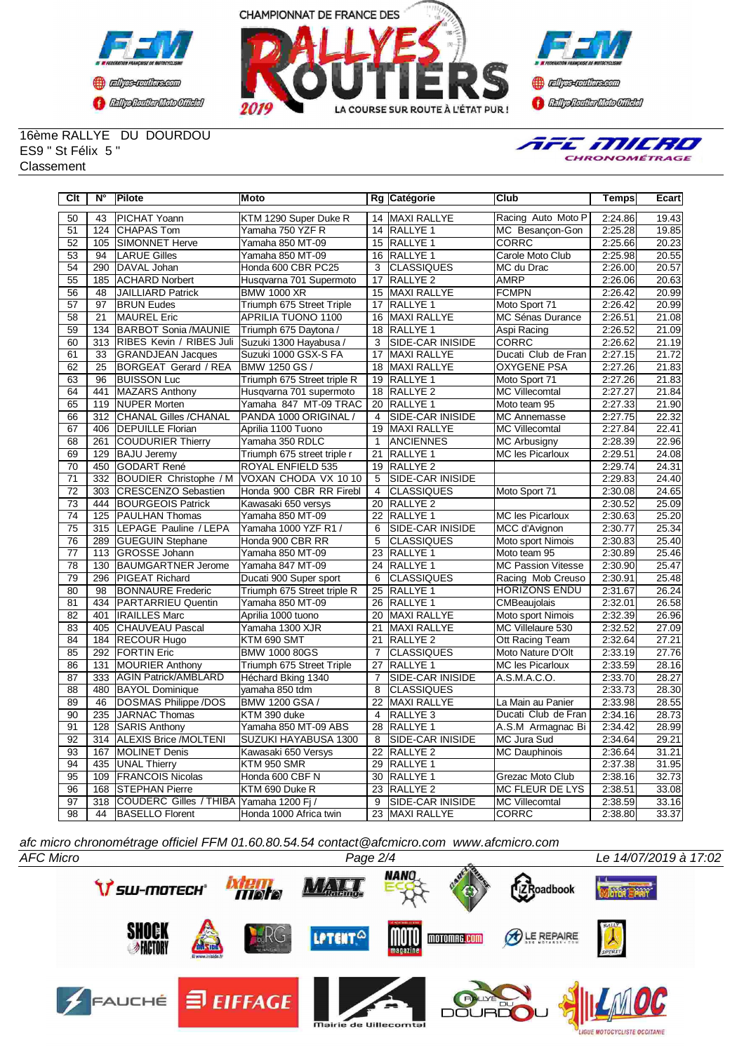16ème RALLYE DU DOURDOU
ES9 " St Félix 5 "
Classement

| Clt | N° | Pilote | Moto | Rg | Catégorie | Club | Temps | Ecart |
|---|---|---|---|---|---|---|---|---|
| 50 | 43 | PICHAT Yoann | KTM 1290 Super Duke R | 14 | MAXI RALLYE | Racing Auto Moto P | 2:24.86 | 19.43 |
| 51 | 124 | CHAPAS Tom | Yamaha 750 YZF R | 14 | RALLYE 1 | MC Besançon-Gon | 2:25.28 | 19.85 |
| 52 | 105 | SIMONNET Herve | Yamaha 850 MT-09 | 15 | RALLYE 1 | CORRC | 2:25.66 | 20.23 |
| 53 | 94 | LARUE Gilles | Yamaha 850 MT-09 | 16 | RALLYE 1 | Carole Moto Club | 2:25.98 | 20.55 |
| 54 | 290 | DAVAL Johan | Honda 600 CBR PC25 | 3 | CLASSIQUES | MC du Drac | 2:26.00 | 20.57 |
| 55 | 185 | ACHARD Norbert | Husqvarna 701 Supermoto | 17 | RALLYE 2 | AMRP | 2:26.06 | 20.63 |
| 56 | 48 | JAILLIARD Patrick | BMW 1000 XR | 15 | MAXI RALLYE | FCMPN | 2:26.42 | 20.99 |
| 57 | 97 | BRUN Eudes | Triumph 675 Street Triple | 17 | RALLYE 1 | Moto Sport 71 | 2:26.42 | 20.99 |
| 58 | 21 | MAUREL Eric | APRILIA TUONO 1100 | 16 | MAXI RALLYE | MC Sénas Durance | 2:26.51 | 21.08 |
| 59 | 134 | BARBOT Sonia /MAUNIE | Triumph 675 Daytona / | 18 | RALLYE 1 | Aspi Racing | 2:26.52 | 21.09 |
| 60 | 313 | RIBES Kevin / RIBES Juli | Suzuki 1300 Hayabusa / | 3 | SIDE-CAR INISIDE | CORRC | 2:26.62 | 21.19 |
| 61 | 33 | GRANDJEAN Jacques | Suzuki 1000 GSX-S FA | 17 | MAXI RALLYE | Ducati Club de Fran | 2:27.15 | 21.72 |
| 62 | 25 | BORGEAT Gerard / REA | BMW 1250 GS / | 18 | MAXI RALLYE | OXYGENE PSA | 2:27.26 | 21.83 |
| 63 | 96 | BUISSON Luc | Triumph 675 Street triple R | 19 | RALLYE 1 | Moto Sport 71 | 2:27.26 | 21.83 |
| 64 | 441 | MAZARS Anthony | Husqvarna 701 supermoto | 18 | RALLYE 2 | MC Villecomtal | 2:27.27 | 21.84 |
| 65 | 119 | NUPER Morten | Yamaha 847 MT-09 TRAC | 20 | RALLYE 1 | Moto team 95 | 2:27.33 | 21.90 |
| 66 | 312 | CHANAL Gilles /CHANAL | PANDA 1000 ORIGINAL / | 4 | SIDE-CAR INISIDE | MC Annemasse | 2:27.75 | 22.32 |
| 67 | 406 | DEPUILLE Florian | Aprilia 1100 Tuono | 19 | MAXI RALLYE | MC Villecomtal | 2:27.84 | 22.41 |
| 68 | 261 | COUDURIER Thierry | Yamaha 350 RDLC | 1 | ANCIENNES | MC Arbusigny | 2:28.39 | 22.96 |
| 69 | 129 | BAJU Jeremy | Triumph 675 street triple r | 21 | RALLYE 1 | MC les Picarloux | 2:29.51 | 24.08 |
| 70 | 450 | GODART René | ROYAL ENFIELD 535 | 19 | RALLYE 2 | | 2:29.74 | 24.31 |
| 71 | 332 | BOUDIER Christophe / M | VOXAN CHODA VX 10 10 | 5 | SIDE-CAR INISIDE | | 2:29.83 | 24.40 |
| 72 | 303 | CRESCENZO Sebastien | Honda 900 CBR RR Firebl | 4 | CLASSIQUES | Moto Sport 71 | 2:30.08 | 24.65 |
| 73 | 444 | BOURGEOIS Patrick | Kawasaki 650 versys | 20 | RALLYE 2 | | 2:30.52 | 25.09 |
| 74 | 125 | PAULHAN Thomas | Yamaha 850 MT-09 | 22 | RALLYE 1 | MC les Picarloux | 2:30.63 | 25.20 |
| 75 | 315 | LEPAGE Pauline / LEPA | Yamaha 1000 YZF R1 / | 6 | SIDE-CAR INISIDE | MCC d'Avignon | 2:30.77 | 25.34 |
| 76 | 289 | GUEGUIN Stephane | Honda 900 CBR RR | 5 | CLASSIQUES | Moto sport Nimois | 2:30.83 | 25.40 |
| 77 | 113 | GROSSE Johann | Yamaha 850 MT-09 | 23 | RALLYE 1 | Moto team 95 | 2:30.89 | 25.46 |
| 78 | 130 | BAUMGARTNER Jerome | Yamaha 847 MT-09 | 24 | RALLYE 1 | MC Passion Vitesse | 2:30.90 | 25.47 |
| 79 | 296 | PIGEAT Richard | Ducati 900 Super sport | 6 | CLASSIQUES | Racing Mob Creuso | 2:30.91 | 25.48 |
| 80 | 98 | BONNAURE Frederic | Triumph 675 Street triple R | 25 | RALLYE 1 | HORIZONS ENDU | 2:31.67 | 26.24 |
| 81 | 434 | PARTARRIEU Quentin | Yamaha 850 MT-09 | 26 | RALLYE 1 | CMBeaujolais | 2:32.01 | 26.58 |
| 82 | 401 | IRAILLES Marc | Aprilia 1100 tuono | 20 | MAXI RALLYE | Moto sport Nimois | 2:32.39 | 26.96 |
| 83 | 405 | CHAUVEAU Pascal | Yamaha 1300 XJR | 21 | MAXI RALLYE | MC Villelaure 530 | 2:32.52 | 27.09 |
| 84 | 184 | RECOUR Hugo | KTM 690 SMT | 21 | RALLYE 2 | Ott Racing Team | 2:32.64 | 27.21 |
| 85 | 292 | FORTIN Eric | BMW 1000 80GS | 7 | CLASSIQUES | Moto Nature D'Olt | 2:33.19 | 27.76 |
| 86 | 131 | MOURIER Anthony | Triumph 675 Street Triple | 27 | RALLYE 1 | MC les Picarloux | 2:33.59 | 28.16 |
| 87 | 333 | AGIN Patrick/AMBLARD | Héchard Bking 1340 | 7 | SIDE-CAR INISIDE | A.S.M.A.C.O. | 2:33.70 | 28.27 |
| 88 | 480 | BAYOL Dominique | yamaha 850 tdm | 8 | CLASSIQUES | | 2:33.73 | 28.30 |
| 89 | 46 | DOSMAS Philippe /DOS | BMW 1200 GSA / | 22 | MAXI RALLYE | La Main au Panier | 2:33.98 | 28.55 |
| 90 | 235 | JARNAC Thomas | KTM 390 duke | 4 | RALLYE 3 | Ducati Club de Fran | 2:34.16 | 28.73 |
| 91 | 128 | SARIS Anthony | Yamaha 850 MT-09 ABS | 28 | RALLYE 1 | A.S.M Armagnac Bi | 2:34.42 | 28.99 |
| 92 | 314 | ALEXIS Brice /MOLTENI | SUZUKI HAYABUSA 1300 | 8 | SIDE-CAR INISIDE | MC Jura Sud | 2:34.64 | 29.21 |
| 93 | 167 | MOLINET Denis | Kawasaki 650 Versys | 22 | RALLYE 2 | MC Dauphinois | 2:36.64 | 31.21 |
| 94 | 435 | UNAL Thierry | KTM 950 SMR | 29 | RALLYE 1 | | 2:37.38 | 31.95 |
| 95 | 109 | FRANCOIS Nicolas | Honda 600 CBF N | 30 | RALLYE 1 | Grezac Moto Club | 2:38.16 | 32.73 |
| 96 | 168 | STEPHAN Pierre | KTM 690 Duke R | 23 | RALLYE 2 | MC FLEUR DE LYS | 2:38.51 | 33.08 |
| 97 | 318 | COUDERC Gilles / THIBA | Yamaha 1200 Fj / | 9 | SIDE-CAR INISIDE | MC Villecomtal | 2:38.59 | 33.16 |
| 98 | 44 | BASELLO Florent | Honda 1000 Africa twin | 23 | MAXI RALLYE | CORRC | 2:38.80 | 33.37 |

*afc micro chronométrage officiel FFM 01.60.80.54.54 contact@afcmicro.com www.afcmicro.com*

*AFC Micro* — Le 14/07/2019 à 17:02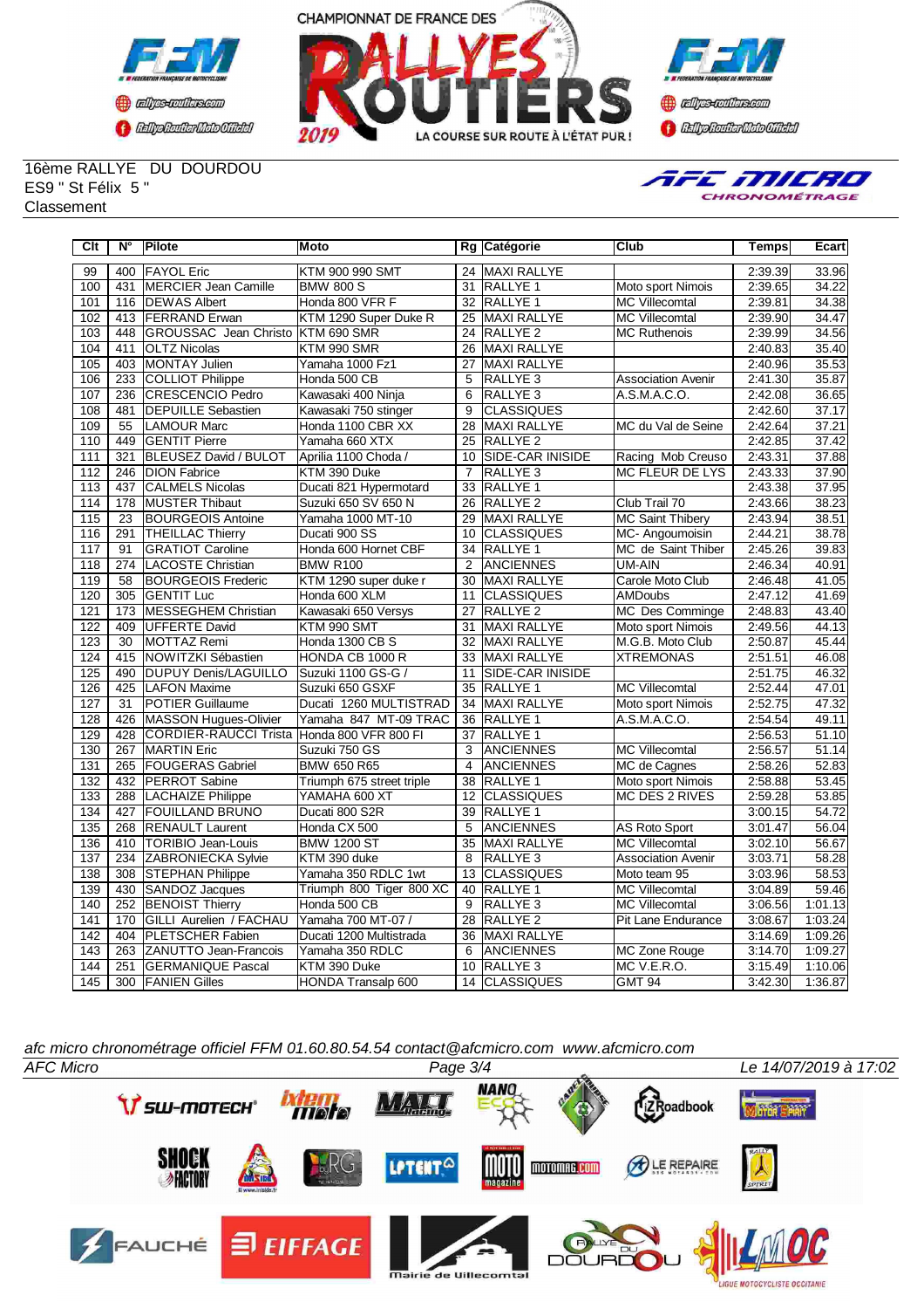16ème RALLYE DU DOURDOU
ES9 " St Félix 5 "
Classement

| Clt | N° | Pilote | Moto | Rg | Catégorie | Club | Temps | Ecart |
|---|---|---|---|---|---|---|---|---|
| 99 | 400 | FAYOL Eric | KTM 900 990 SMT | 24 | MAXI RALLYE | | 2:39.39 | 33.96 |
| 100 | 431 | MERCIER Jean Camille | BMW 800 S | 31 | RALLYE 1 | Moto sport Nimois | 2:39.65 | 34.22 |
| 101 | 116 | DEWAS Albert | Honda 800 VFR F | 32 | RALLYE 1 | MC Villecomtal | 2:39.81 | 34.38 |
| 102 | 413 | FERRAND Erwan | KTM 1290 Super Duke R | 25 | MAXI RALLYE | MC Villecomtal | 2:39.90 | 34.47 |
| 103 | 448 | GROUSSAC Jean Christo | KTM 690 SMR | 24 | RALLYE 2 | MC Ruthenois | 2:39.99 | 34.56 |
| 104 | 411 | OLTZ Nicolas | KTM 990 SMR | 26 | MAXI RALLYE | | 2:40.83 | 35.40 |
| 105 | 403 | MONTAY Julien | Yamaha 1000 Fz1 | 27 | MAXI RALLYE | | 2:40.96 | 35.53 |
| 106 | 233 | COLLIOT Philippe | Honda 500 CB | 5 | RALLYE 3 | Association Avenir | 2:41.30 | 35.87 |
| 107 | 236 | CRESCENCIO Pedro | Kawasaki 400 Ninja | 6 | RALLYE 3 | A.S.M.A.C.O. | 2:42.08 | 36.65 |
| 108 | 481 | DEPUILLE Sebastien | Kawasaki 750 stinger | 9 | CLASSIQUES | | 2:42.60 | 37.17 |
| 109 | 55 | LAMOUR Marc | Honda 1100 CBR XX | 28 | MAXI RALLYE | MC du Val de Seine | 2:42.64 | 37.21 |
| 110 | 449 | GENTIT Pierre | Yamaha 660 XTX | 25 | RALLYE 2 | | 2:42.85 | 37.42 |
| 111 | 321 | BLEUSEZ David / BULOT | Aprilia 1100 Choda / | 10 | SIDE-CAR INISIDE | Racing Mob Creuso | 2:43.31 | 37.88 |
| 112 | 246 | DION Fabrice | KTM 390 Duke | 7 | RALLYE 3 | MC FLEUR DE LYS | 2:43.33 | 37.90 |
| 113 | 437 | CALMELS Nicolas | Ducati 821 Hypermotard | 33 | RALLYE 1 | | 2:43.38 | 37.95 |
| 114 | 178 | MUSTER Thibaut | Suzuki 650 SV 650 N | 26 | RALLYE 2 | Club Trail 70 | 2:43.66 | 38.23 |
| 115 | 23 | BOURGEOIS Antoine | Yamaha 1000 MT-10 | 29 | MAXI RALLYE | MC Saint Thibery | 2:43.94 | 38.51 |
| 116 | 291 | THEILLAC Thierry | Ducati 900 SS | 10 | CLASSIQUES | MC- Angoumoisin | 2:44.21 | 38.78 |
| 117 | 91 | GRATIOT Caroline | Honda 600 Hornet CBF | 34 | RALLYE 1 | MC de Saint Thiber | 2:45.26 | 39.83 |
| 118 | 274 | LACOSTE Christian | BMW R100 | 2 | ANCIENNES | UM-AIN | 2:46.34 | 40.91 |
| 119 | 58 | BOURGEOIS Frederic | KTM 1290 super duke r | 30 | MAXI RALLYE | Carole Moto Club | 2:46.48 | 41.05 |
| 120 | 305 | GENTIT Luc | Honda 600 XLM | 11 | CLASSIQUES | AMDoubs | 2:47.12 | 41.69 |
| 121 | 173 | MESSEGHEM Christian | Kawasaki 650 Versys | 27 | RALLYE 2 | MC Des Comminge | 2:48.83 | 43.40 |
| 122 | 409 | UFFERTE David | KTM 990 SMT | 31 | MAXI RALLYE | Moto sport Nimois | 2:49.56 | 44.13 |
| 123 | 30 | MOTTAZ Remi | Honda 1300 CB S | 32 | MAXI RALLYE | M.G.B. Moto Club | 2:50.87 | 45.44 |
| 124 | 415 | NOWITZKI Sébastien | HONDA CB 1000 R | 33 | MAXI RALLYE | XTREMONAS | 2:51.51 | 46.08 |
| 125 | 490 | DUPUY Denis/LAGUILLO | Suzuki 1100 GS-G / | 11 | SIDE-CAR INISIDE | | 2:51.75 | 46.32 |
| 126 | 425 | LAFON Maxime | Suzuki 650 GSXF | 35 | RALLYE 1 | MC Villecomtal | 2:52.44 | 47.01 |
| 127 | 31 | POTIER Guillaume | Ducati 1260 MULTISTRAD | 34 | MAXI RALLYE | Moto sport Nimois | 2:52.75 | 47.32 |
| 128 | 426 | MASSON Hugues-Olivier | Yamaha 847 MT-09 TRAC | 36 | RALLYE 1 | A.S.M.A.C.O. | 2:54.54 | 49.11 |
| 129 | 428 | CORDIER-RAUCCI Trista | Honda 800 VFR 800 FI | 37 | RALLYE 1 | | 2:56.53 | 51.10 |
| 130 | 267 | MARTIN Eric | Suzuki 750 GS | 3 | ANCIENNES | MC Villecomtal | 2:56.57 | 51.14 |
| 131 | 265 | FOUGERAS Gabriel | BMW 650 R65 | 4 | ANCIENNES | MC de Cagnes | 2:58.26 | 52.83 |
| 132 | 432 | PERROT Sabine | Triumph 675 street triple | 38 | RALLYE 1 | Moto sport Nimois | 2:58.88 | 53.45 |
| 133 | 288 | LACHAIZE Philippe | YAMAHA 600 XT | 12 | CLASSIQUES | MC DES 2 RIVES | 2:59.28 | 53.85 |
| 134 | 427 | FOUILLAND BRUNO | Ducati 800 S2R | 39 | RALLYE 1 | | 3:00.15 | 54.72 |
| 135 | 268 | RENAULT Laurent | Honda CX 500 | 5 | ANCIENNES | AS Roto Sport | 3:01.47 | 56.04 |
| 136 | 410 | TORIBIO Jean-Louis | BMW 1200 ST | 35 | MAXI RALLYE | MC Villecomtal | 3:02.10 | 56.67 |
| 137 | 234 | ZABRONIECKA Sylvie | KTM 390 duke | 8 | RALLYE 3 | Association Avenir | 3:03.71 | 58.28 |
| 138 | 308 | STEPHAN Philippe | Yamaha 350 RDLC 1wt | 13 | CLASSIQUES | Moto team 95 | 3:03.96 | 58.53 |
| 139 | 430 | SANDOZ Jacques | Triumph 800 Tiger 800 XC | 40 | RALLYE 1 | MC Villecomtal | 3:04.89 | 59.46 |
| 140 | 252 | BENOIST Thierry | Honda 500 CB | 9 | RALLYE 3 | MC Villecomtal | 3:06.56 | 1:01.13 |
| 141 | 170 | GILLI Aurelien / FACHAU | Yamaha 700 MT-07 / | 28 | RALLYE 2 | Pit Lane Endurance | 3:08.67 | 1:03.24 |
| 142 | 404 | PLETSCHER Fabien | Ducati 1200 Multistrada | 36 | MAXI RALLYE | | 3:14.69 | 1:09.26 |
| 143 | 263 | ZANUTTO Jean-Francois | Yamaha 350 RDLC | 6 | ANCIENNES | MC Zone Rouge | 3:14.70 | 1:09.27 |
| 144 | 251 | GERMANIQUE Pascal | KTM 390 Duke | 10 | RALLYE 3 | MC V.E.R.O. | 3:15.49 | 1:10.06 |
| 145 | 300 | FANIEN Gilles | HONDA Transalp 600 | 14 | CLASSIQUES | GMT 94 | 3:42.30 | 1:36.87 |

*afc micro chronométrage officiel FFM 01.60.80.54.54 contact@afcmicro.com www.afcmicro.com*

AFC Micro — Le 14/07/2019 à 17:02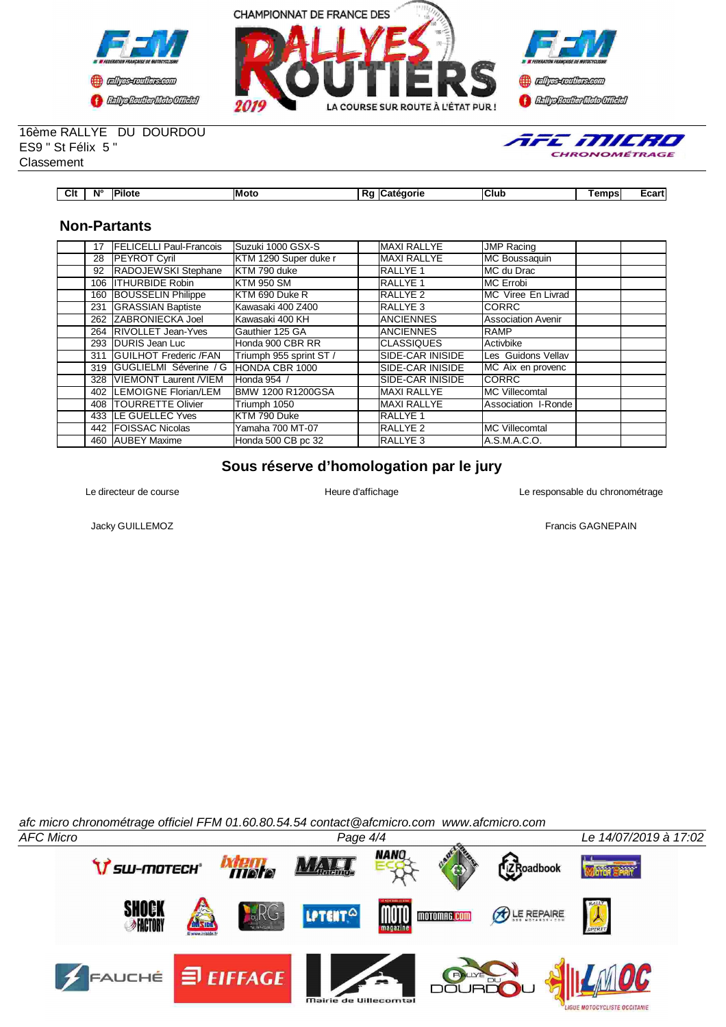16ème RALLYE DU DOURDOU
ES9 " St Félix 5 "
Classement

| Clt | N° | Pilote | Moto | Rg | Catégorie | Club | Temps | Ecart |
|---|---|---|---|---|---|---|---|---|

## Non-Partants

| Clt | N° | Pilote | Moto | Rg | Catégorie | Club | Temps | Ecart |
|---|---|---|---|---|---|---|---|---|
| | 17 | FELICELLI Paul-Francois | Suzuki 1000 GSX-S | | MAXI RALLYE | JMP Racing | | |
| | 28 | PEYROT Cyril | KTM 1290 Super duke r | | MAXI RALLYE | MC Boussaquin | | |
| | 92 | RADOJEWSKI Stephane | KTM 790 duke | | RALLYE 1 | MC du Drac | | |
| | 106 | ITHURBIDE Robin | KTM 950 SM | | RALLYE 1 | MC Errobi | | |
| | 160 | BOUSSELIN Philippe | KTM 690 Duke R | | RALLYE 2 | MC Viree En Livrad | | |
| | 231 | GRASSIAN Baptiste | Kawasaki 400 Z400 | | RALLYE 3 | CORRC | | |
| | 262 | ZABRONIECKA Joel | Kawasaki 400 KH | | ANCIENNES | Association Avenir | | |
| | 264 | RIVOLLET Jean-Yves | Gauthier 125 GA | | ANCIENNES | RAMP | | |
| | 293 | DURIS Jean Luc | Honda 900 CBR RR | | CLASSIQUES | Activbike | | |
| | 311 | GUILHOT Frederic /FAN | Triumph 955 sprint ST / | | SIDE-CAR INISIDE | Les Guidons Vellav | | |
| | 319 | GUGLIELMI Séverine / G | HONDA CBR 1000 | | SIDE-CAR INISIDE | MC Aix en provenc | | |
| | 328 | VIEMONT Laurent /VIEM | Honda 954 / | | SIDE-CAR INISIDE | CORRC | | |
| | 402 | LEMOIGNE Florian/LEM | BMW 1200 R1200GSA | | MAXI RALLYE | MC Villecomtal | | |
| | 408 | TOURRETTE Olivier | Triumph 1050 | | MAXI RALLYE | Association I-Ronde | | |
| | 433 | LE GUELLEC Yves | KTM 790 Duke | | RALLYE 1 | | | |
| | 442 | FOISSAC Nicolas | Yamaha 700 MT-07 | | RALLYE 2 | MC Villecomtal | | |
| | 460 | AUBEY Maxime | Honda 500 CB pc 32 | | RALLYE 3 | A.S.M.A.C.O. | | |

**Sous réserve d'homologation par le jury**

Le directeur de course — Heure d'affichage — Le responsable du chronométrage

Jacky GUILLEMOZ — Francis GAGNEPAIN

*afc micro chronométrage officiel FFM 01.60.80.54.54 contact@afcmicro.com www.afcmicro.com*

*AFC Micro* — *Le 14/07/2019 à 17:02*